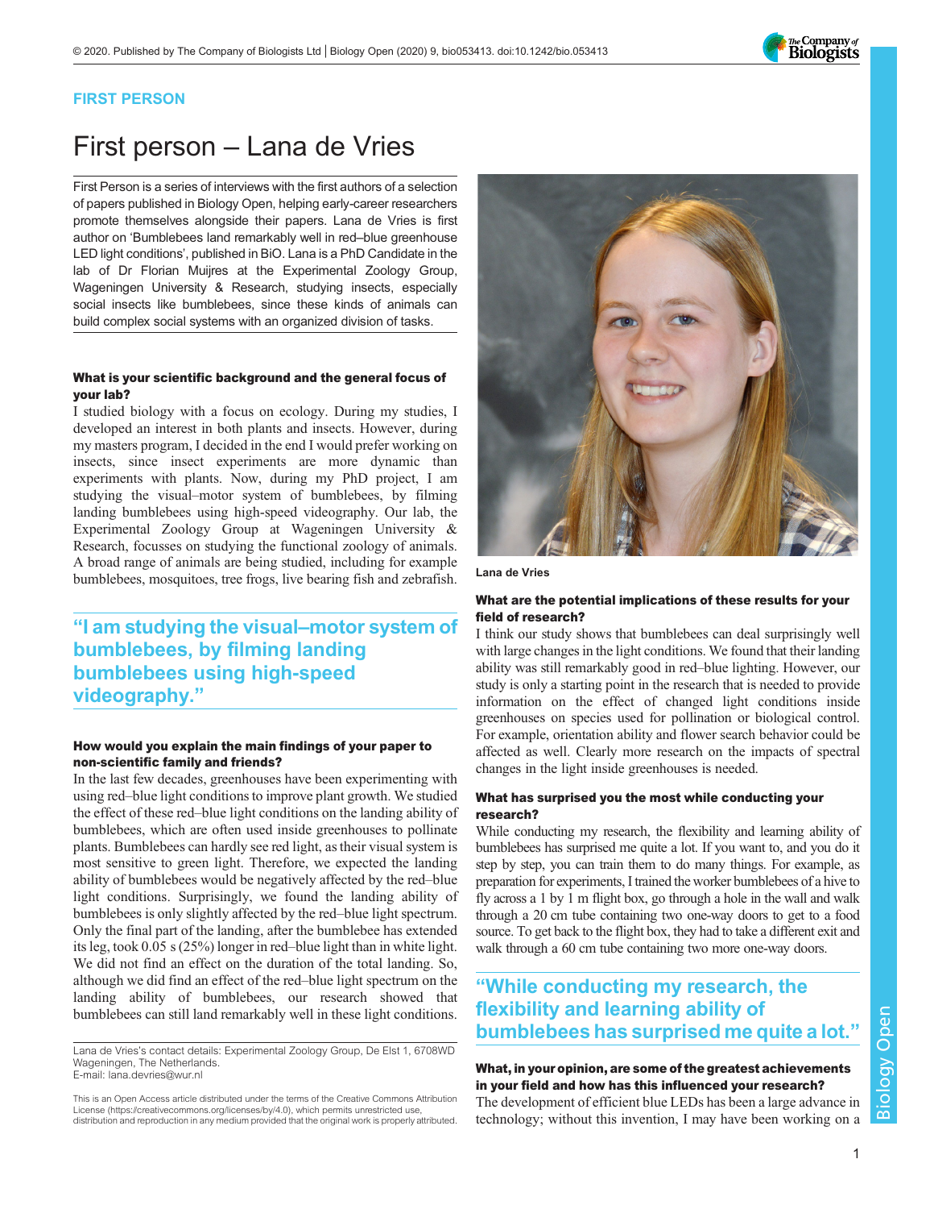FIRST PERSON

# First person – Lana de Vries

First Person is a series of interviews with the first authors of a selection of papers published in Biology Open, helping early-career researchers promote themselves alongside their papers. Lana de Vries is first author on 'Bumblebees land remarkably well in red–blue greenhouse LED light conditions', published in BiO. Lana is a PhD Candidate in the lab of Dr Florian Muijres at the Experimental Zoology Group, Wageningen University & Research, studying insects, especially social insects like bumblebees, since these kinds of animals can build complex social systems with an organized division of tasks.

Lana de Vries

### What is your scientific background and the general focus of your lab?

I studied biology with a focus on ecology. During my studies, I developed an interest in both plants and insects. However, during my masters program, I decided in the end I would prefer working on insects, since insect experiments are more dynamic than experiments with plants. Now, during my PhD project, I am studying the visual–motor system of bumblebees, by filming landing bumblebees using high-speed videography. Our lab, the Experimental Zoology Group at Wageningen University & Research, focusses on studying the functional zoology of animals. A broad range of animals are being studied, including for example bumblebees, mosquitoes, tree frogs, live bearing fish and zebrafish.

> "I am studying the visual–motor system of bumblebees, by filming landing bumblebees using high-speed videography."

### How would you explain the main findings of your paper to non-scientific family and friends?

In the last few decades, greenhouses have been experimenting with using red–blue light conditions to improve plant growth. We studied the effect of these red–blue light conditions on the landing ability of bumblebees, which are often used inside greenhouses to pollinate plants. Bumblebees can hardly see red light, as their visual system is most sensitive to green light. Therefore, we expected the landing ability of bumblebees would be negatively affected by the red–blue light conditions. Surprisingly, we found the landing ability of bumblebees is only slightly affected by the red–blue light spectrum. Only the final part of the landing, after the bumblebee has extended its leg, took 0.05 s (25%) longer in red–blue light than in white light. We did not find an effect on the duration of the total landing. So, although we did find an effect of the red–blue light spectrum on the landing ability of bumblebees, our research showed that bumblebees can still land remarkably well in these light conditions.

Lana de Vries's contact details: Experimental Zoology Group, De Elst 1, 6708WD Wageningen, The Netherlands.
E-mail: lana.devries@wur.nl

This is an Open Access article distributed under the terms of the Creative Commons Attribution License (https://creativecommons.org/licenses/by/4.0), which permits unrestricted use, distribution and reproduction in any medium provided that the original work is properly attributed.

### What are the potential implications of these results for your field of research?

I think our study shows that bumblebees can deal surprisingly well with large changes in the light conditions. We found that their landing ability was still remarkably good in red–blue lighting. However, our study is only a starting point in the research that is needed to provide information on the effect of changed light conditions inside greenhouses on species used for pollination or biological control. For example, orientation ability and flower search behavior could be affected as well. Clearly more research on the impacts of spectral changes in the light inside greenhouses is needed.

### What has surprised you the most while conducting your research?

While conducting my research, the flexibility and learning ability of bumblebees has surprised me quite a lot. If you want to, and you do it step by step, you can train them to do many things. For example, as preparation for experiments, I trained the worker bumblebees of a hive to fly across a 1 by 1 m flight box, go through a hole in the wall and walk through a 20 cm tube containing two one-way doors to get to a food source. To get back to the flight box, they had to take a different exit and walk through a 60 cm tube containing two more one-way doors.

> "While conducting my research, the flexibility and learning ability of bumblebees has surprised me quite a lot."

### What, in your opinion, are some of the greatest achievements in your field and how has this influenced your research?

The development of efficient blue LEDs has been a large advance in technology; without this invention, I may have been working on a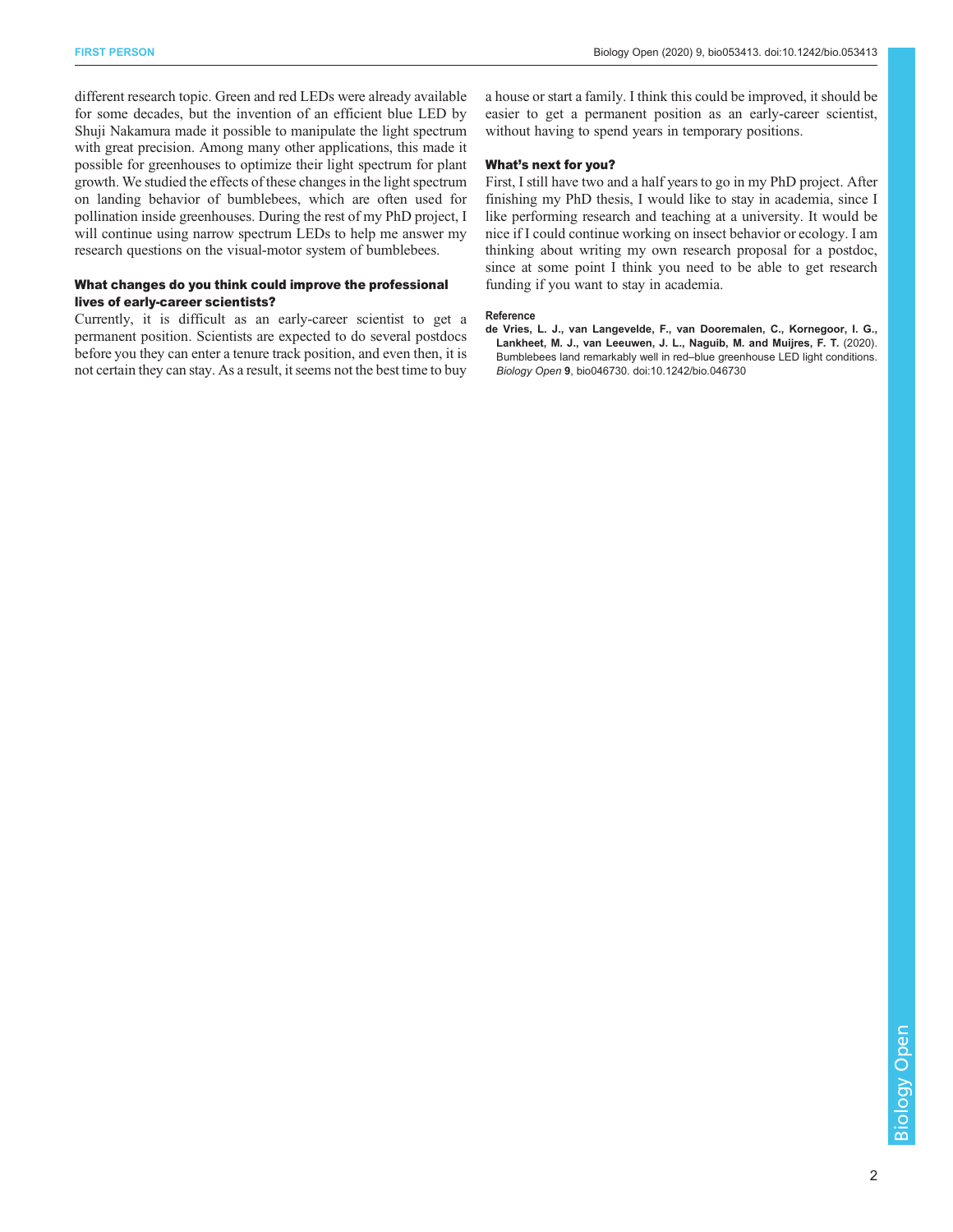different research topic. Green and red LEDs were already available for some decades, but the invention of an efficient blue LED by Shuji Nakamura made it possible to manipulate the light spectrum with great precision. Among many other applications, this made it possible for greenhouses to optimize their light spectrum for plant growth. We studied the effects of these changes in the light spectrum on landing behavior of bumblebees, which are often used for pollination inside greenhouses. During the rest of my PhD project, I will continue using narrow spectrum LEDs to help me answer my research questions on the visual-motor system of bumblebees.

### What changes do you think could improve the professional lives of early-career scientists?

Currently, it is difficult as an early-career scientist to get a permanent position. Scientists are expected to do several postdocs before you they can enter a tenure track position, and even then, it is not certain they can stay. As a result, it seems not the best time to buy a house or start a family. I think this could be improved, it should be easier to get a permanent position as an early-career scientist, without having to spend years in temporary positions.

### What's next for you?

First, I still have two and a half years to go in my PhD project. After finishing my PhD thesis, I would like to stay in academia, since I like performing research and teaching at a university. It would be nice if I could continue working on insect behavior or ecology. I am thinking about writing my own research proposal for a postdoc, since at some point I think you need to be able to get research funding if you want to stay in academia.

#### Reference

**de Vries, L. J., van Langevelde, F., van Dooremalen, C., Kornegoor, I. G., Lankheet, M. J., van Leeuwen, J. L., Naguib, M. and Muijres, F. T.** (2020). Bumblebees land remarkably well in red–blue greenhouse LED light conditions. *Biology Open* **9**, bio046730. doi:10.1242/bio.046730